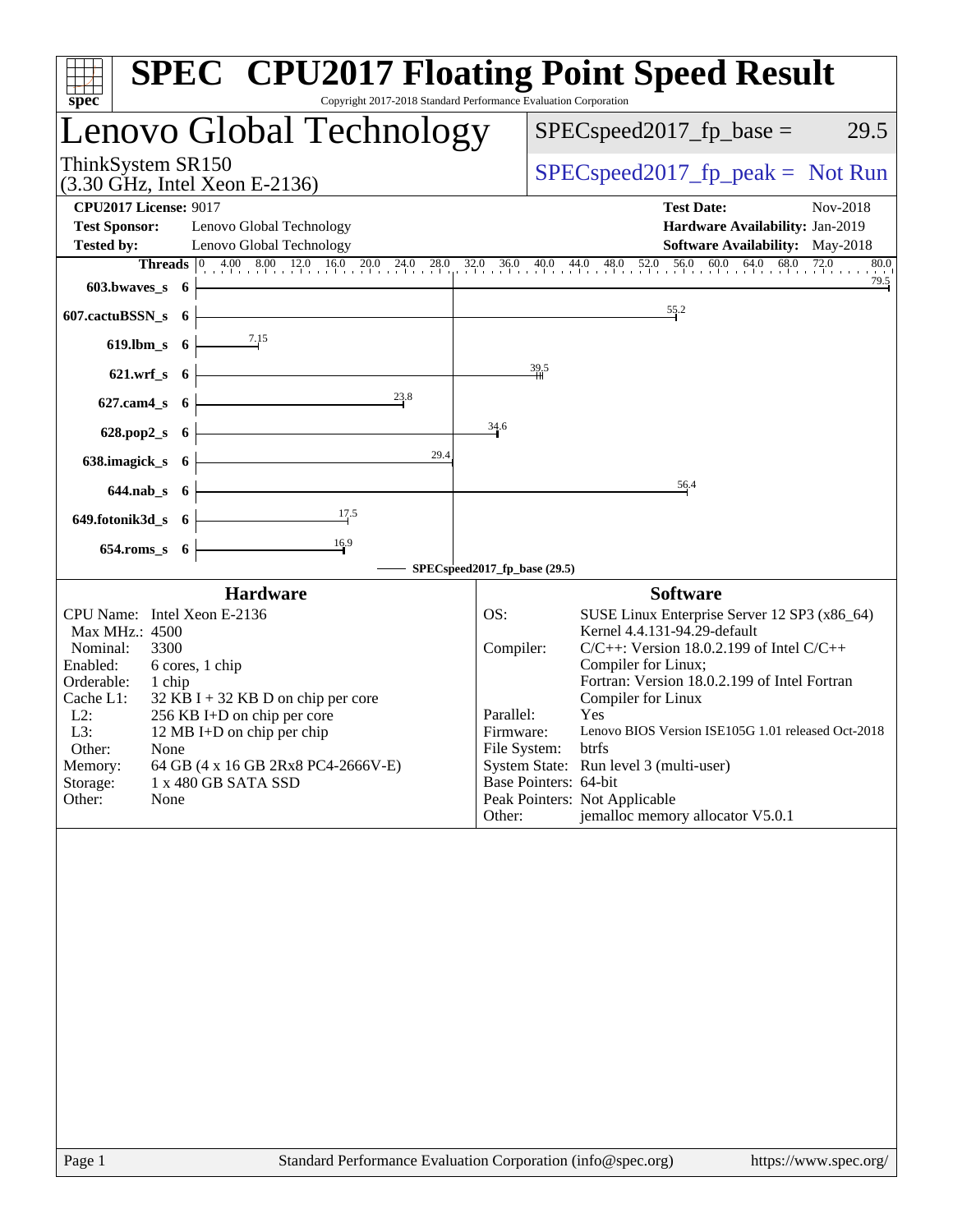# SPEC CPU2017 Floating Point Speed Result

Copyright 2017-2018 Standard Performance Evaluation Corporation

## Lenovo Global Technology

ThinkSystem SR150
(3.30 GHz, Intel Xeon E-2136)

SPECspeed2017_fp_base = 29.5

SPECspeed2017_fp_peak = Not Run

**CPU2017 License:** 9017
**Test Sponsor:** Lenovo Global Technology
**Tested by:** Lenovo Global Technology

**Test Date:** Nov-2018
**Hardware Availability:** Jan-2019
**Software Availability:** May-2018

| Benchmark | Threads | SPECspeed2017_fp_base (29.5) |
|---|---|---|
| 603.bwaves_s | 6 | 79.5 |
| 607.cactuBSSN_s | 6 | 55.2 |
| 619.lbm_s | 6 | 7.15 |
| 621.wrf_s | 6 | 39.5 |
| 627.cam4_s | 6 | 23.8 |
| 628.pop2_s | 6 | 34.6 |
| 638.imagick_s | 6 | 29.4 |
| 644.nab_s | 6 | 56.4 |
| 649.fotonik3d_s | 6 | 17.5 |
| 654.roms_s | 6 | 16.9 |

### Hardware

| | |
|---|---|
| CPU Name: | Intel Xeon E-2136 |
| Max MHz.: | 4500 |
| Nominal: | 3300 |
| Enabled: | 6 cores, 1 chip |
| Orderable: | 1 chip |
| Cache L1: | 32 KB I + 32 KB D on chip per core |
| L2: | 256 KB I+D on chip per core |
| L3: | 12 MB I+D on chip per chip |
| Other: | None |
| Memory: | 64 GB (4 x 16 GB 2Rx8 PC4-2666V-E) |
| Storage: | 1 x 480 GB SATA SSD |
| Other: | None |

### Software

| | |
|---|---|
| OS: | SUSE Linux Enterprise Server 12 SP3 (x86_64) Kernel 4.4.131-94.29-default |
| Compiler: | C/C++: Version 18.0.2.199 of Intel C/C++ Compiler for Linux; Fortran: Version 18.0.2.199 of Intel Fortran Compiler for Linux |
| Parallel: | Yes |
| Firmware: | Lenovo BIOS Version ISE105G 1.01 released Oct-2018 |
| File System: | btrfs |
| System State: | Run level 3 (multi-user) |
| Base Pointers: | 64-bit |
| Peak Pointers: | Not Applicable |
| Other: | jemalloc memory allocator V5.0.1 |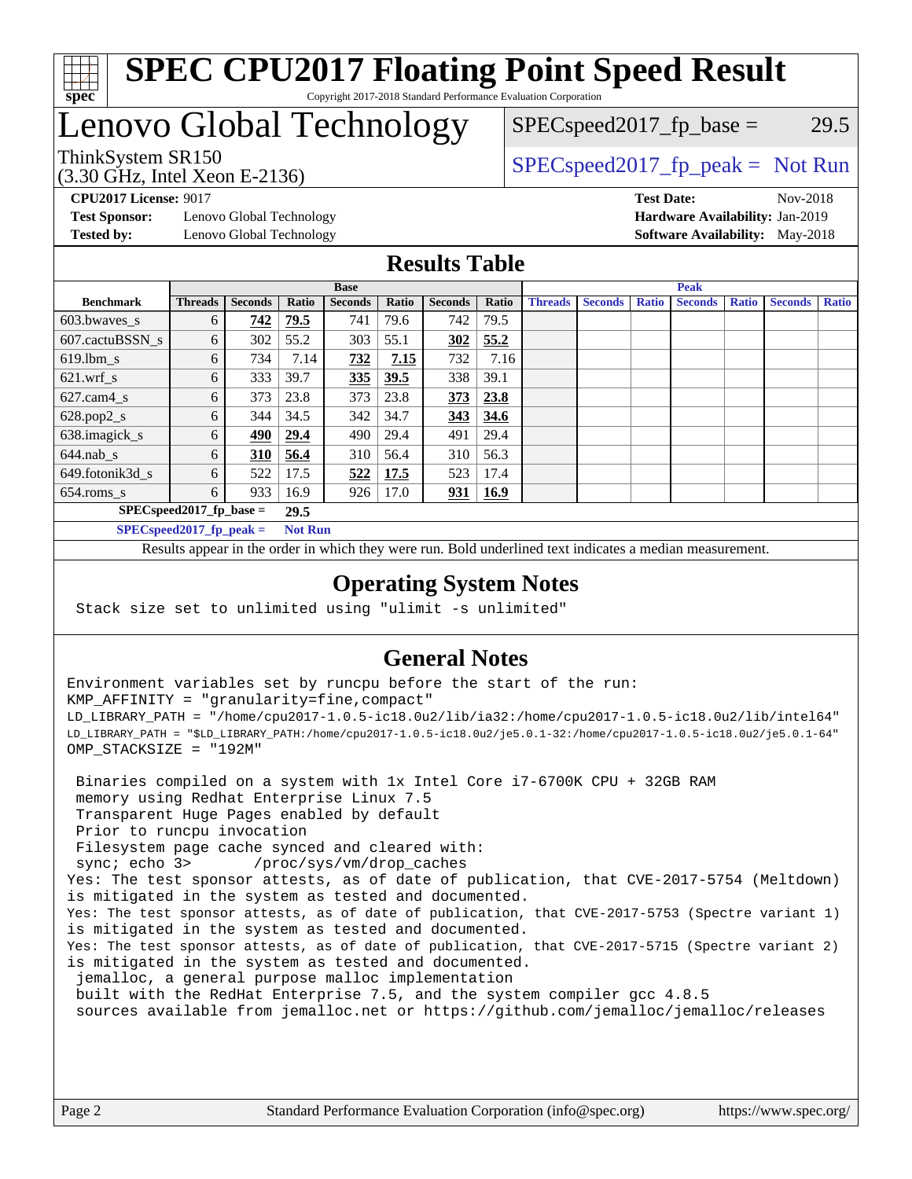# SPEC CPU2017 Floating Point Speed Result

Copyright 2017-2018 Standard Performance Evaluation Corporation

# Lenovo Global Technology

ThinkSystem SR150
(3.30 GHz, Intel Xeon E-2136)

SPECspeed2017_fp_base = 29.5

SPECspeed2017_fp_peak = Not Run

**CPU2017 License:** 9017
**Test Sponsor:** Lenovo Global Technology
**Tested by:** Lenovo Global Technology

**Test Date:** Nov-2018
**Hardware Availability:** Jan-2019
**Software Availability:** May-2018

## Results Table

| | Base | | | | | | | Peak | | | | | | |
|---|---|---|---|---|---|---|---|---|---|---|---|---|---|---|
| **Benchmark** | **Threads** | **Seconds** | **Ratio** | **Seconds** | **Ratio** | **Seconds** | **Ratio** | **Threads** | **Seconds** | **Ratio** | **Seconds** | **Ratio** | **Seconds** | **Ratio** |
| 603.bwaves_s | 6 | **742** | **79.5** | 741 | 79.6 | 742 | 79.5 | | | | | | | |
| 607.cactuBSSN_s | 6 | 302 | 55.2 | 303 | 55.1 | **302** | **55.2** | | | | | | | |
| 619.lbm_s | 6 | 734 | 7.14 | **732** | **7.15** | 732 | 7.16 | | | | | | | |
| 621.wrf_s | 6 | 333 | 39.7 | **335** | **39.5** | 338 | 39.1 | | | | | | | |
| 627.cam4_s | 6 | 373 | 23.8 | 373 | 23.8 | **373** | **23.8** | | | | | | | |
| 628.pop2_s | 6 | 344 | 34.5 | 342 | 34.7 | **343** | **34.6** | | | | | | | |
| 638.imagick_s | 6 | **490** | **29.4** | 490 | 29.4 | 491 | 29.4 | | | | | | | |
| 644.nab_s | 6 | **310** | **56.4** | 310 | 56.4 | 310 | 56.3 | | | | | | | |
| 649.fotonik3d_s | 6 | 522 | 17.5 | **522** | **17.5** | 523 | 17.4 | | | | | | | |
| 654.roms_s | 6 | 933 | 16.9 | 926 | 17.0 | **931** | **16.9** | | | | | | | |

**SPECspeed2017_fp_base = 29.5**

**SPECspeed2017_fp_peak = Not Run**

Results appear in the order in which they were run. Bold underlined text indicates a median measurement.

## Operating System Notes

```
Stack size set to unlimited using "ulimit -s unlimited"
```

## General Notes

```
Environment variables set by runcpu before the start of the run:
KMP_AFFINITY = "granularity=fine,compact"
LD_LIBRARY_PATH = "/home/cpu2017-1.0.5-ic18.0u2/lib/ia32:/home/cpu2017-1.0.5-ic18.0u2/lib/intel64"
LD_LIBRARY_PATH = "$LD_LIBRARY_PATH:/home/cpu2017-1.0.5-ic18.0u2/je5.0.1-32:/home/cpu2017-1.0.5-ic18.0u2/je5.0.1-64"
OMP_STACKSIZE = "192M"

 Binaries compiled on a system with 1x Intel Core i7-6700K CPU + 32GB RAM
 memory using Redhat Enterprise Linux 7.5
 Transparent Huge Pages enabled by default
 Prior to runcpu invocation
 Filesystem page cache synced and cleared with:
 sync; echo 3>       /proc/sys/vm/drop_caches
Yes: The test sponsor attests, as of date of publication, that CVE-2017-5754 (Meltdown)
is mitigated in the system as tested and documented.
Yes: The test sponsor attests, as of date of publication, that CVE-2017-5753 (Spectre variant 1)
is mitigated in the system as tested and documented.
Yes: The test sponsor attests, as of date of publication, that CVE-2017-5715 (Spectre variant 2)
is mitigated in the system as tested and documented.
 jemalloc, a general purpose malloc implementation
 built with the RedHat Enterprise 7.5, and the system compiler gcc 4.8.5
 sources available from jemalloc.net or https://github.com/jemalloc/jemalloc/releases
```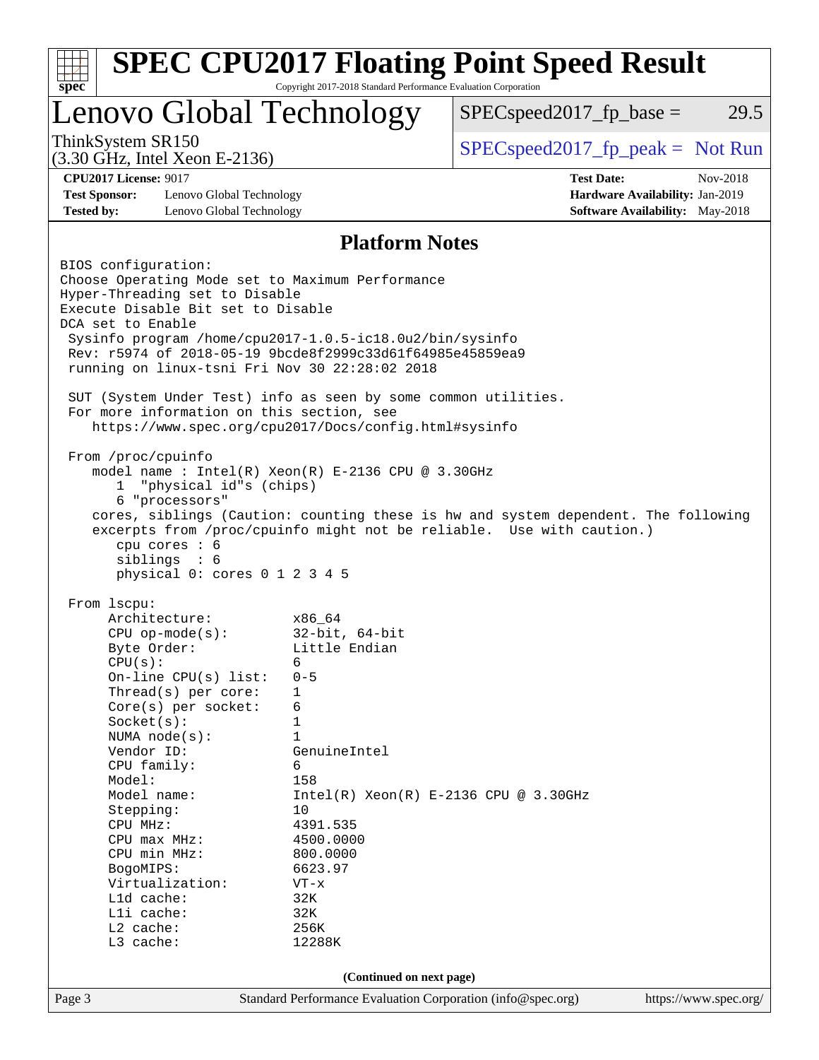# SPEC CPU2017 Floating Point Speed Result

Copyright 2017-2018 Standard Performance Evaluation Corporation

## Lenovo Global Technology

ThinkSystem SR150
(3.30 GHz, Intel Xeon E-2136)

SPECspeed2017_fp_base = 29.5

SPECspeed2017_fp_peak = Not Run

**CPU2017 License:** 9017
**Test Sponsor:** Lenovo Global Technology
**Tested by:** Lenovo Global Technology

**Test Date:** Nov-2018
**Hardware Availability:** Jan-2019
**Software Availability:** May-2018

### Platform Notes

```
BIOS configuration:
Choose Operating Mode set to Maximum Performance
Hyper-Threading set to Disable
Execute Disable Bit set to Disable
DCA set to Enable
 Sysinfo program /home/cpu2017-1.0.5-ic18.0u2/bin/sysinfo
 Rev: r5974 of 2018-05-19 9bcde8f2999c33d61f64985e45859ea9
 running on linux-tsni Fri Nov 30 22:28:02 2018

 SUT (System Under Test) info as seen by some common utilities.
 For more information on this section, see
    https://www.spec.org/cpu2017/Docs/config.html#sysinfo

 From /proc/cpuinfo
    model name : Intel(R) Xeon(R) E-2136 CPU @ 3.30GHz
       1  "physical id"s (chips)
       6 "processors"
    cores, siblings (Caution: counting these is hw and system dependent. The following
    excerpts from /proc/cpuinfo might not be reliable.  Use with caution.)
       cpu cores : 6
       siblings  : 6
       physical 0: cores 0 1 2 3 4 5

 From lscpu:
      Architecture:          x86_64
      CPU op-mode(s):        32-bit, 64-bit
      Byte Order:            Little Endian
      CPU(s):                6
      On-line CPU(s) list:   0-5
      Thread(s) per core:    1
      Core(s) per socket:    6
      Socket(s):             1
      NUMA node(s):          1
      Vendor ID:             GenuineIntel
      CPU family:            6
      Model:                 158
      Model name:            Intel(R) Xeon(R) E-2136 CPU @ 3.30GHz
      Stepping:              10
      CPU MHz:               4391.535
      CPU max MHz:           4500.0000
      CPU min MHz:           800.0000
      BogoMIPS:              6623.97
      Virtualization:        VT-x
      L1d cache:             32K
      L1i cache:             32K
      L2 cache:              256K
      L3 cache:              12288K
```

(Continued on next page)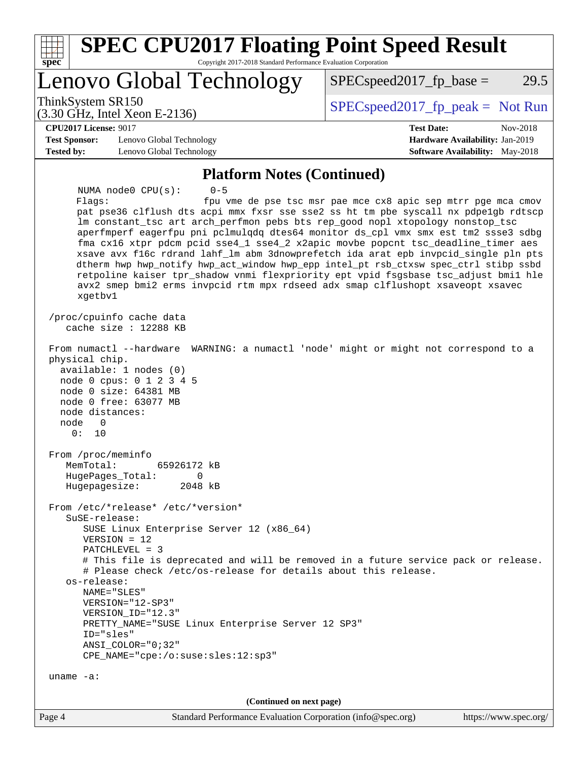## Platform Notes (Continued)

```
     NUMA node0 CPU(s):     0-5
     Flags:                 fpu vme de pse tsc msr pae mce cx8 apic sep mtrr pge mca cmov
     pat pse36 clflush dts acpi mmx fxsr sse sse2 ss ht tm pbe syscall nx pdpe1gb rdtscp
     lm constant_tsc art arch_perfmon pebs bts rep_good nopl xtopology nonstop_tsc
     aperfmperf eagerfpu pni pclmulqdq dtes64 monitor ds_cpl vmx smx est tm2 ssse3 sdbg
     fma cx16 xtpr pdcm pcid sse4_1 sse4_2 x2apic movbe popcnt tsc_deadline_timer aes
     xsave avx f16c rdrand lahf_lm abm 3dnowprefetch ida arat epb invpcid_single pln pts
     dtherm hwp hwp_notify hwp_act_window hwp_epp intel_pt rsb_ctxsw spec_ctrl stibp ssbd
     retpoline kaiser tpr_shadow vnmi flexpriority ept vpid fsgsbase tsc_adjust bmi1 hle
     avx2 smep bmi2 erms invpcid rtm mpx rdseed adx smap clflushopt xsaveopt xsavec
     xgetbv1

 /proc/cpuinfo cache data
    cache size : 12288 KB

 From numactl --hardware  WARNING: a numactl 'node' might or might not correspond to a
 physical chip.
   available: 1 nodes (0)
   node 0 cpus: 0 1 2 3 4 5
   node 0 size: 64381 MB
   node 0 free: 63077 MB
   node distances:
   node   0
     0:  10

 From /proc/meminfo
    MemTotal:       65926172 kB
    HugePages_Total:       0
    Hugepagesize:       2048 kB

 From /etc/*release* /etc/*version*
    SuSE-release:
       SUSE Linux Enterprise Server 12 (x86_64)
       VERSION = 12
       PATCHLEVEL = 3
       # This file is deprecated and will be removed in a future service pack or release.
       # Please check /etc/os-release for details about this release.
    os-release:
       NAME="SLES"
       VERSION="12-SP3"
       VERSION_ID="12.3"
       PRETTY_NAME="SUSE Linux Enterprise Server 12 SP3"
       ID="sles"
       ANSI_COLOR="0;32"
       CPE_NAME="cpe:/o:suse:sles:12:sp3"

 uname -a:
```

**(Continued on next page)**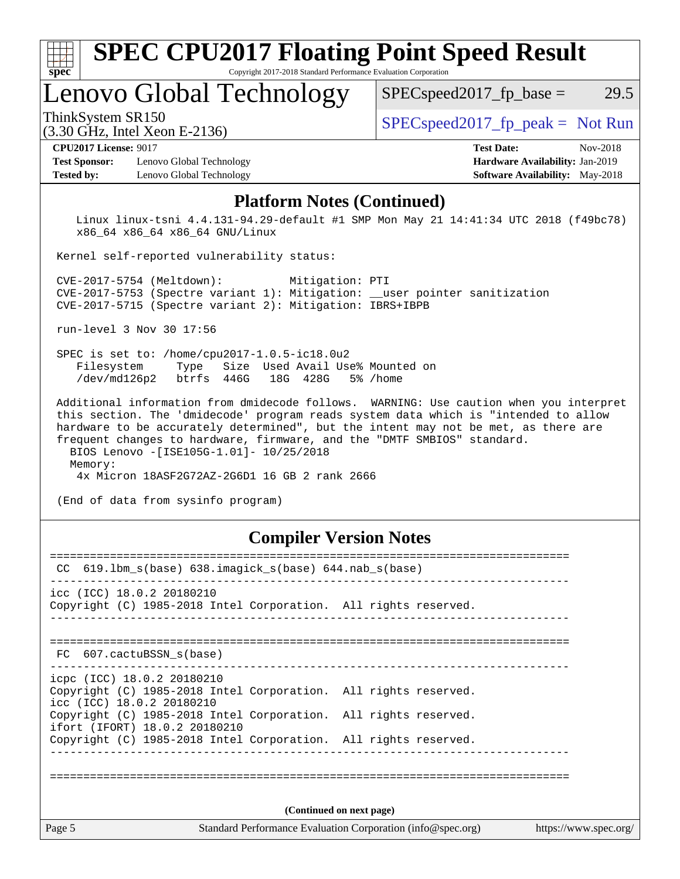# SPEC CPU2017 Floating Point Speed Result

Copyright 2017-2018 Standard Performance Evaluation Corporation

## Lenovo Global Technology

ThinkSystem SR150
(3.30 GHz, Intel Xeon E-2136)

SPECspeed2017_fp_base = 29.5

SPECspeed2017_fp_peak = Not Run

**CPU2017 License:** 9017
**Test Sponsor:** Lenovo Global Technology
**Tested by:** Lenovo Global Technology

**Test Date:** Nov-2018
**Hardware Availability:** Jan-2019
**Software Availability:** May-2018

### Platform Notes (Continued)

```
   Linux linux-tsni 4.4.131-94.29-default #1 SMP Mon May 21 14:41:34 UTC 2018 (f49bc78)
   x86_64 x86_64 x86_64 GNU/Linux

Kernel self-reported vulnerability status:

CVE-2017-5754 (Meltdown):          Mitigation: PTI
CVE-2017-5753 (Spectre variant 1): Mitigation: __user pointer sanitization
CVE-2017-5715 (Spectre variant 2): Mitigation: IBRS+IBPB

run-level 3 Nov 30 17:56

SPEC is set to: /home/cpu2017-1.0.5-ic18.0u2
   Filesystem     Type   Size  Used Avail Use% Mounted on
   /dev/md126p2   btrfs  446G   18G  428G   5% /home

Additional information from dmidecode follows.  WARNING: Use caution when you interpret
this section. The 'dmidecode' program reads system data which is "intended to allow
hardware to be accurately determined", but the intent may not be met, as there are
frequent changes to hardware, firmware, and the "DMTF SMBIOS" standard.
  BIOS Lenovo -[ISE105G-1.01]- 10/25/2018
  Memory:
   4x Micron 18ASF2G72AZ-2G6D1 16 GB 2 rank 2666

(End of data from sysinfo program)
```

### Compiler Version Notes

```
==============================================================================
 CC  619.lbm_s(base) 638.imagick_s(base) 644.nab_s(base)
------------------------------------------------------------------------------
icc (ICC) 18.0.2 20180210
Copyright (C) 1985-2018 Intel Corporation.  All rights reserved.
------------------------------------------------------------------------------

==============================================================================
 FC  607.cactuBSSN_s(base)
------------------------------------------------------------------------------
icpc (ICC) 18.0.2 20180210
Copyright (C) 1985-2018 Intel Corporation.  All rights reserved.
icc (ICC) 18.0.2 20180210
Copyright (C) 1985-2018 Intel Corporation.  All rights reserved.
ifort (IFORT) 18.0.2 20180210
Copyright (C) 1985-2018 Intel Corporation.  All rights reserved.
------------------------------------------------------------------------------

==============================================================================
```

(Continued on next page)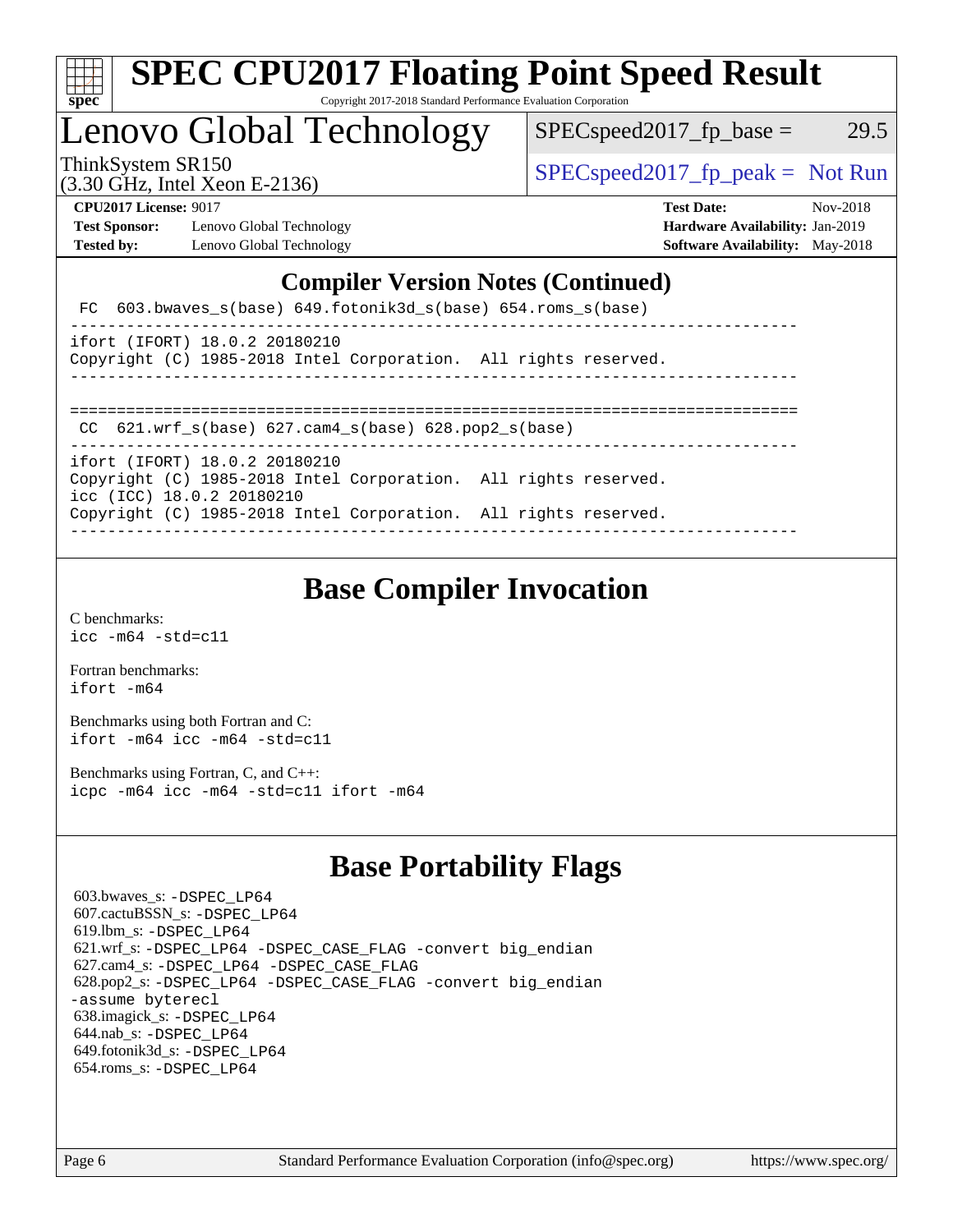## Compiler Version Notes (Continued)

```
 FC  603.bwaves_s(base) 649.fotonik3d_s(base) 654.roms_s(base)
------------------------------------------------------------------------------
ifort (IFORT) 18.0.2 20180210
Copyright (C) 1985-2018 Intel Corporation.  All rights reserved.
------------------------------------------------------------------------------

==============================================================================
 CC  621.wrf_s(base) 627.cam4_s(base) 628.pop2_s(base)
------------------------------------------------------------------------------
ifort (IFORT) 18.0.2 20180210
Copyright (C) 1985-2018 Intel Corporation.  All rights reserved.
icc (ICC) 18.0.2 20180210
Copyright (C) 1985-2018 Intel Corporation.  All rights reserved.
------------------------------------------------------------------------------
```

## Base Compiler Invocation

C benchmarks:
`icc -m64 -std=c11`

Fortran benchmarks:
`ifort -m64`

Benchmarks using both Fortran and C:
`ifort -m64 icc -m64 -std=c11`

Benchmarks using Fortran, C, and C++:
`icpc -m64 icc -m64 -std=c11 ifort -m64`

## Base Portability Flags

603.bwaves_s: `-DSPEC_LP64`
607.cactuBSSN_s: `-DSPEC_LP64`
619.lbm_s: `-DSPEC_LP64`
621.wrf_s: `-DSPEC_LP64 -DSPEC_CASE_FLAG -convert big_endian`
627.cam4_s: `-DSPEC_LP64 -DSPEC_CASE_FLAG`
628.pop2_s: `-DSPEC_LP64 -DSPEC_CASE_FLAG -convert big_endian -assume byterecl`
638.imagick_s: `-DSPEC_LP64`
644.nab_s: `-DSPEC_LP64`
649.fotonik3d_s: `-DSPEC_LP64`
654.roms_s: `-DSPEC_LP64`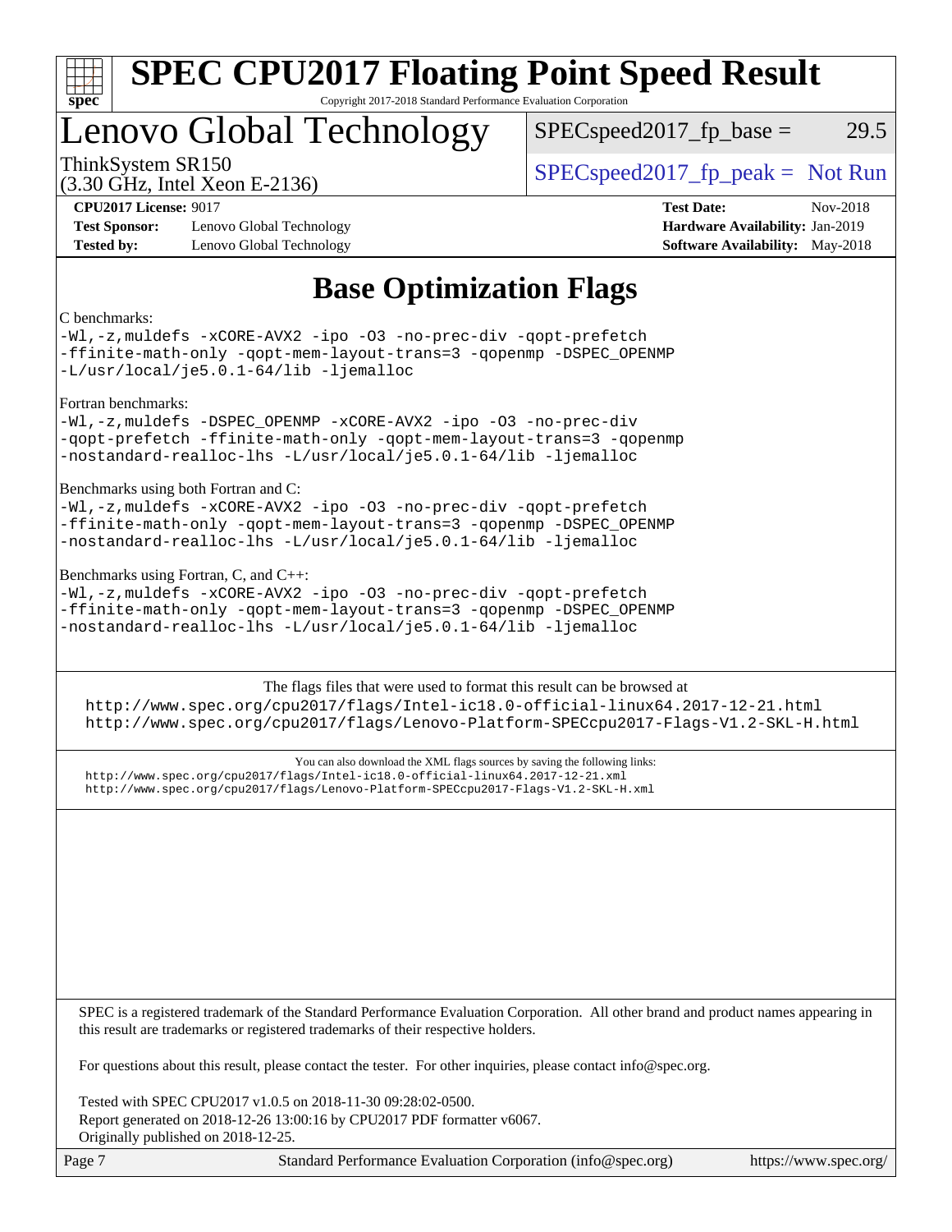# Base Optimization Flags

C benchmarks:

```
-Wl,-z,muldefs -xCORE-AVX2 -ipo -O3 -no-prec-div -qopt-prefetch
-ffinite-math-only -qopt-mem-layout-trans=3 -qopenmp -DSPEC_OPENMP
-L/usr/local/je5.0.1-64/lib -ljemalloc
```

Fortran benchmarks:

```
-Wl,-z,muldefs -DSPEC_OPENMP -xCORE-AVX2 -ipo -O3 -no-prec-div
-qopt-prefetch -ffinite-math-only -qopt-mem-layout-trans=3 -qopenmp
-nostandard-realloc-lhs -L/usr/local/je5.0.1-64/lib -ljemalloc
```

Benchmarks using both Fortran and C:

```
-Wl,-z,muldefs -xCORE-AVX2 -ipo -O3 -no-prec-div -qopt-prefetch
-ffinite-math-only -qopt-mem-layout-trans=3 -qopenmp -DSPEC_OPENMP
-nostandard-realloc-lhs -L/usr/local/je5.0.1-64/lib -ljemalloc
```

Benchmarks using Fortran, C, and C++:

```
-Wl,-z,muldefs -xCORE-AVX2 -ipo -O3 -no-prec-div -qopt-prefetch
-ffinite-math-only -qopt-mem-layout-trans=3 -qopenmp -DSPEC_OPENMP
-nostandard-realloc-lhs -L/usr/local/je5.0.1-64/lib -ljemalloc
```

The flags files that were used to format this result can be browsed at
http://www.spec.org/cpu2017/flags/Intel-ic18.0-official-linux64.2017-12-21.html
http://www.spec.org/cpu2017/flags/Lenovo-Platform-SPECcpu2017-Flags-V1.2-SKL-H.html

You can also download the XML flags sources by saving the following links:
http://www.spec.org/cpu2017/flags/Intel-ic18.0-official-linux64.2017-12-21.xml
http://www.spec.org/cpu2017/flags/Lenovo-Platform-SPECcpu2017-Flags-V1.2-SKL-H.xml

SPEC is a registered trademark of the Standard Performance Evaluation Corporation. All other brand and product names appearing in this result are trademarks or registered trademarks of their respective holders.

For questions about this result, please contact the tester. For other inquiries, please contact info@spec.org.

Tested with SPEC CPU2017 v1.0.5 on 2018-11-30 09:28:02-0500.
Report generated on 2018-12-26 13:00:16 by CPU2017 PDF formatter v6067.
Originally published on 2018-12-25.